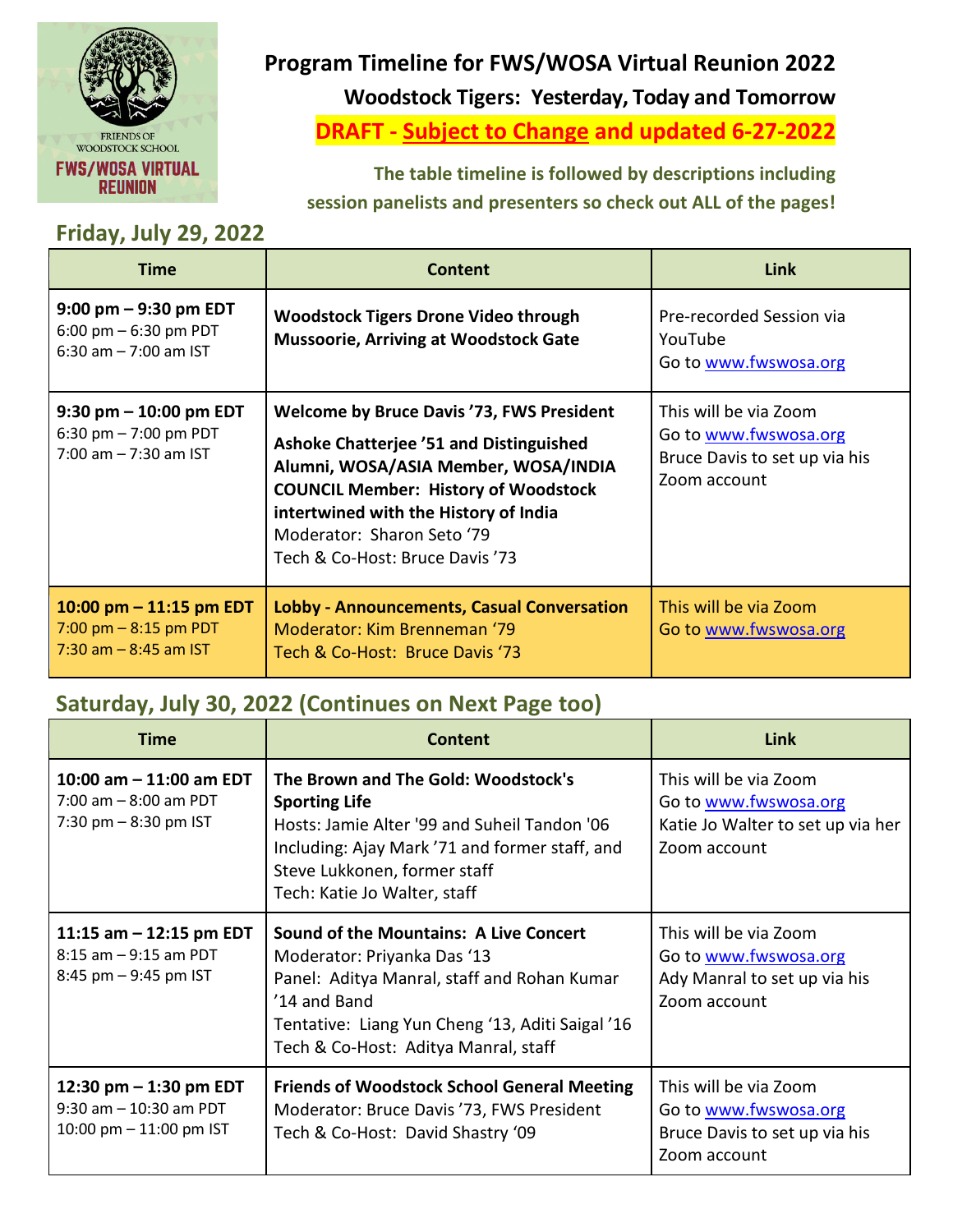# Program Timeline for FWS/WOSA Virtual Reunion 2022

## Woodstock Tigers: Yesterday, Today and Tomorrow

**DRAFT - Subject to Change and updated 6-27-2022**

**The table timeline is followed by descriptions including session panelists and presenters so check out ALL of the pages!**

## Friday, July 29, 2022

| Time | Content | Link |
|---|---|---|
| **9:00 pm – 9:30 pm EDT**<br>6:00 pm – 6:30 pm PDT<br>6:30 am – 7:00 am IST | **Woodstock Tigers Drone Video through Mussoorie, Arriving at Woodstock Gate** | Pre-recorded Session via YouTube<br>Go to www.fwswosa.org |
| **9:30 pm – 10:00 pm EDT**<br>6:30 pm – 7:00 pm PDT<br>7:00 am – 7:30 am IST | **Welcome by Bruce Davis '73, FWS President**<br>**Ashoke Chatterjee '51 and Distinguished Alumni, WOSA/ASIA Member, WOSA/INDIA COUNCIL Member: History of Woodstock intertwined with the History of India**<br>Moderator: Sharon Seto '79<br>Tech & Co-Host: Bruce Davis '73 | This will be via Zoom<br>Go to www.fwswosa.org<br>Bruce Davis to set up via his Zoom account |
| **10:00 pm – 11:15 pm EDT**<br>7:00 pm – 8:15 pm PDT<br>7:30 am – 8:45 am IST | **Lobby - Announcements, Casual Conversation**<br>Moderator: Kim Brenneman '79<br>Tech & Co-Host: Bruce Davis '73 | This will be via Zoom<br>Go to www.fwswosa.org |

## Saturday, July 30, 2022 (Continues on Next Page too)

| Time | Content | Link |
|---|---|---|
| **10:00 am – 11:00 am EDT**<br>7:00 am – 8:00 am PDT<br>7:30 pm – 8:30 pm IST | **The Brown and The Gold: Woodstock's Sporting Life**<br>Hosts: Jamie Alter '99 and Suheil Tandon '06<br>Including: Ajay Mark '71 and former staff, and Steve Lukkonen, former staff<br>Tech: Katie Jo Walter, staff | This will be via Zoom<br>Go to www.fwswosa.org<br>Katie Jo Walter to set up via her Zoom account |
| **11:15 am – 12:15 pm EDT**<br>8:15 am – 9:15 am PDT<br>8:45 pm – 9:45 pm IST | **Sound of the Mountains: A Live Concert**<br>Moderator: Priyanka Das '13<br>Panel: Aditya Manral, staff and Rohan Kumar '14 and Band<br>Tentative: Liang Yun Cheng '13, Aditi Saigal '16<br>Tech & Co-Host: Aditya Manral, staff | This will be via Zoom<br>Go to www.fwswosa.org<br>Ady Manral to set up via his Zoom account |
| **12:30 pm – 1:30 pm EDT**<br>9:30 am – 10:30 am PDT<br>10:00 pm – 11:00 pm IST | **Friends of Woodstock School General Meeting**<br>Moderator: Bruce Davis '73, FWS President<br>Tech & Co-Host: David Shastry '09 | This will be via Zoom<br>Go to www.fwswosa.org<br>Bruce Davis to set up via his Zoom account |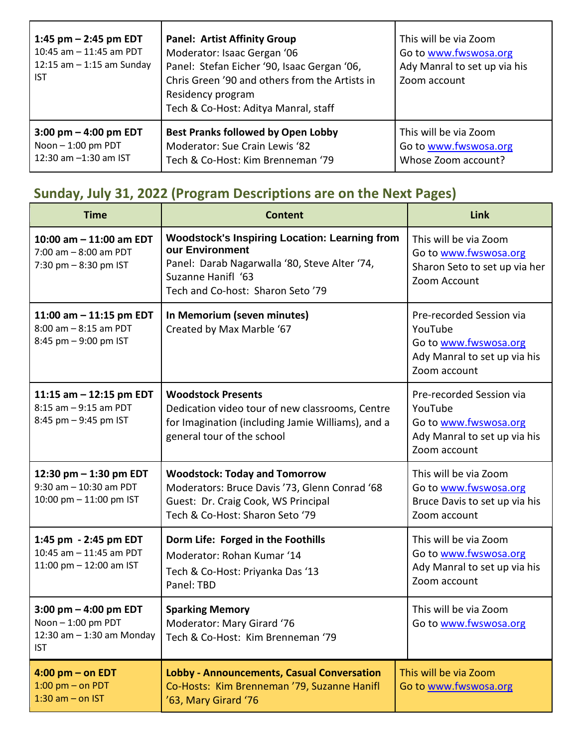| | | |
|---|---|---|
| **1:45 pm – 2:45 pm EDT**<br>10:45 am – 11:45 am PDT<br>12:15 am – 1:15 am Sunday IST | **Panel: Artist Affinity Group**<br>Moderator: Isaac Gergan '06<br>Panel: Stefan Eicher '90, Isaac Gergan '06, Chris Green '90 and others from the Artists in Residency program<br>Tech & Co-Host: Aditya Manral, staff | This will be via Zoom<br>Go to www.fwswosa.org<br>Ady Manral to set up via his Zoom account |
| **3:00 pm – 4:00 pm EDT**<br>Noon – 1:00 pm PDT<br>12:30 am –1:30 am IST | **Best Pranks followed by Open Lobby**<br>Moderator: Sue Crain Lewis '82<br>Tech & Co-Host: Kim Brenneman '79 | This will be via Zoom<br>Go to www.fwswosa.org<br>Whose Zoom account? |

## Sunday, July 31, 2022 (Program Descriptions are on the Next Pages)

| Time | Content | Link |
|---|---|---|
| **10:00 am – 11:00 am EDT**<br>7:00 am – 8:00 am PDT<br>7:30 pm – 8:30 pm IST | **Woodstock's Inspiring Location: Learning from our Environment**<br>Panel: Darab Nagarwalla '80, Steve Alter '74, Suzanne Hanifl '63<br>Tech and Co-host: Sharon Seto '79 | This will be via Zoom<br>Go to www.fwswosa.org<br>Sharon Seto to set up via her Zoom Account |
| **11:00 am – 11:15 pm EDT**<br>8:00 am – 8:15 am PDT<br>8:45 pm – 9:00 pm IST | **In Memorium (seven minutes)**<br>Created by Max Marble '67 | Pre-recorded Session via YouTube<br>Go to www.fwswosa.org<br>Ady Manral to set up via his Zoom account |
| **11:15 am – 12:15 pm EDT**<br>8:15 am – 9:15 am PDT<br>8:45 pm – 9:45 pm IST | **Woodstock Presents**<br>Dedication video tour of new classrooms, Centre for Imagination (including Jamie Williams), and a general tour of the school | Pre-recorded Session via YouTube<br>Go to www.fwswosa.org<br>Ady Manral to set up via his Zoom account |
| **12:30 pm – 1:30 pm EDT**<br>9:30 am – 10:30 am PDT<br>10:00 pm – 11:00 pm IST | **Woodstock: Today and Tomorrow**<br>Moderators: Bruce Davis '73, Glenn Conrad '68<br>Guest: Dr. Craig Cook, WS Principal<br>Tech & Co-Host: Sharon Seto '79 | This will be via Zoom<br>Go to www.fwswosa.org<br>Bruce Davis to set up via his Zoom account |
| **1:45 pm - 2:45 pm EDT**<br>10:45 am – 11:45 am PDT<br>11:00 pm – 12:00 am IST | **Dorm Life: Forged in the Foothills**<br>Moderator: Rohan Kumar '14<br>Tech & Co-Host: Priyanka Das '13<br>Panel: TBD | This will be via Zoom<br>Go to www.fwswosa.org<br>Ady Manral to set up via his Zoom account |
| **3:00 pm – 4:00 pm EDT**<br>Noon – 1:00 pm PDT<br>12:30 am – 1:30 am Monday IST | **Sparking Memory**<br>Moderator: Mary Girard '76<br>Tech & Co-Host: Kim Brenneman '79 | This will be via Zoom<br>Go to www.fwswosa.org |
| **4:00 pm – on EDT**<br>1:00 pm – on PDT<br>1:30 am – on IST | **Lobby - Announcements, Casual Conversation**<br>Co-Hosts: Kim Brenneman '79, Suzanne Hanifl '63, Mary Girard '76 | This will be via Zoom<br>Go to www.fwswosa.org |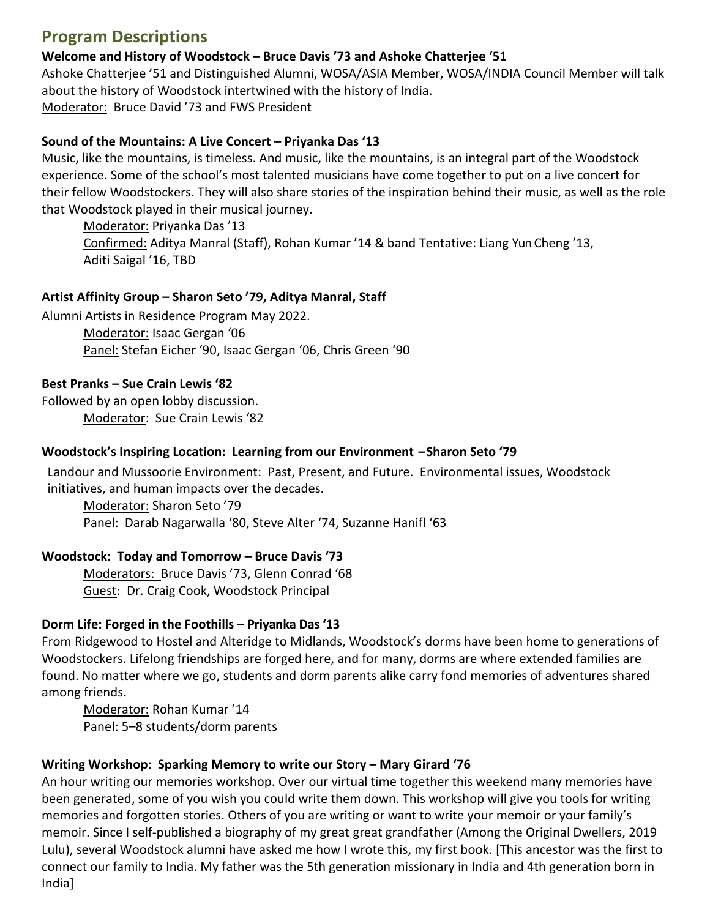## Program Descriptions

**Welcome and History of Woodstock – Bruce Davis ’73 and Ashoke Chatterjee ‘51**

Ashoke Chatterjee ’51 and Distinguished Alumni, WOSA/ASIA Member, WOSA/INDIA Council Member will talk about the history of Woodstock intertwined with the history of India.

Moderator: Bruce David ’73 and FWS President

**Sound of the Mountains: A Live Concert – Priyanka Das ‘13**

Music, like the mountains, is timeless. And music, like the mountains, is an integral part of the Woodstock experience. Some of the school’s most talented musicians have come together to put on a live concert for their fellow Woodstockers. They will also share stories of the inspiration behind their music, as well as the role that Woodstock played in their musical journey.

Moderator: Priyanka Das ’13

Confirmed: Aditya Manral (Staff), Rohan Kumar ’14 & band Tentative: Liang Yun Cheng ’13, Aditi Saigal ’16, TBD

**Artist Affinity Group – Sharon Seto ’79, Aditya Manral, Staff**

Alumni Artists in Residence Program May 2022.

Moderator: Isaac Gergan ‘06

Panel: Stefan Eicher ‘90, Isaac Gergan ‘06, Chris Green ‘90

**Best Pranks – Sue Crain Lewis ‘82**

Followed by an open lobby discussion.

Moderator: Sue Crain Lewis ‘82

**Woodstock’s Inspiring Location: Learning from our Environment –Sharon Seto ‘79**

Landour and Mussoorie Environment: Past, Present, and Future. Environmental issues, Woodstock initiatives, and human impacts over the decades.

Moderator: Sharon Seto ’79

Panel: Darab Nagarwalla ‘80, Steve Alter ‘74, Suzanne Hanifl ‘63

**Woodstock: Today and Tomorrow – Bruce Davis ‘73**

Moderators: Bruce Davis ’73, Glenn Conrad ‘68

Guest: Dr. Craig Cook, Woodstock Principal

**Dorm Life: Forged in the Foothills – Priyanka Das ‘13**

From Ridgewood to Hostel and Alteridge to Midlands, Woodstock’s dorms have been home to generations of Woodstockers. Lifelong friendships are forged here, and for many, dorms are where extended families are found. No matter where we go, students and dorm parents alike carry fond memories of adventures shared among friends.

Moderator: Rohan Kumar ’14

Panel: 5–8 students/dorm parents

**Writing Workshop: Sparking Memory to write our Story – Mary Girard ‘76**

An hour writing our memories workshop. Over our virtual time together this weekend many memories have been generated, some of you wish you could write them down. This workshop will give you tools for writing memories and forgotten stories. Others of you are writing or want to write your memoir or your family’s memoir. Since I self-published a biography of my great great grandfather (Among the Original Dwellers, 2019 Lulu), several Woodstock alumni have asked me how I wrote this, my first book. [This ancestor was the first to connect our family to India. My father was the 5th generation missionary in India and 4th generation born in India]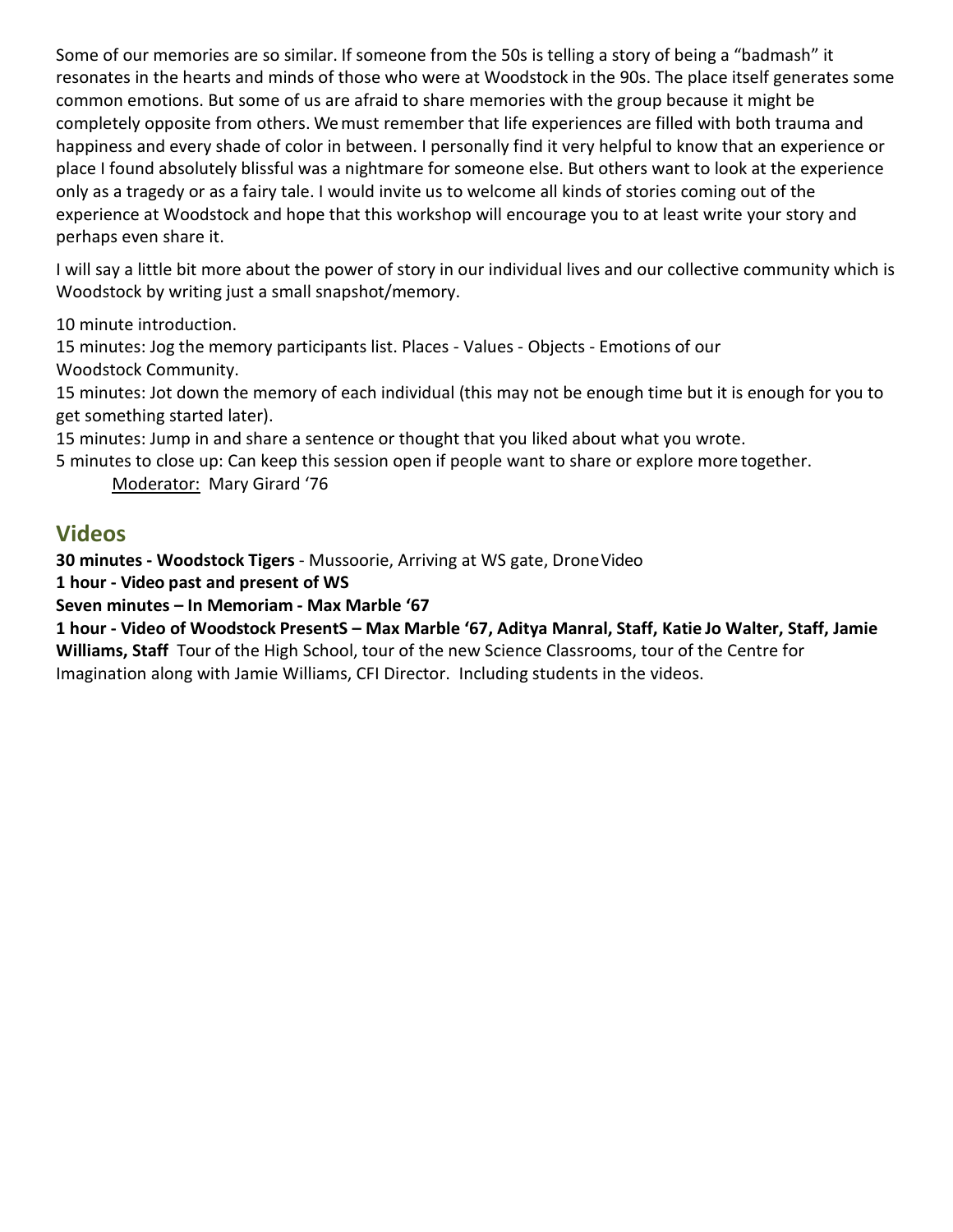Some of our memories are so similar. If someone from the 50s is telling a story of being a "badmash" it resonates in the hearts and minds of those who were at Woodstock in the 90s. The place itself generates some common emotions. But some of us are afraid to share memories with the group because it might be completely opposite from others. We must remember that life experiences are filled with both trauma and happiness and every shade of color in between. I personally find it very helpful to know that an experience or place I found absolutely blissful was a nightmare for someone else. But others want to look at the experience only as a tragedy or as a fairy tale. I would invite us to welcome all kinds of stories coming out of the experience at Woodstock and hope that this workshop will encourage you to at least write your story and perhaps even share it.

I will say a little bit more about the power of story in our individual lives and our collective community which is Woodstock by writing just a small snapshot/memory.

10 minute introduction.
15 minutes: Jog the memory participants list. Places - Values - Objects - Emotions of our Woodstock Community.
15 minutes: Jot down the memory of each individual (this may not be enough time but it is enough for you to get something started later).
15 minutes: Jump in and share a sentence or thought that you liked about what you wrote.
5 minutes to close up: Can keep this session open if people want to share or explore more together.

Moderator: Mary Girard '76

## Videos

**30 minutes - Woodstock Tigers** - Mussoorie, Arriving at WS gate, Drone Video

**1 hour - Video past and present of WS**

**Seven minutes – In Memoriam - Max Marble '67**

**1 hour - Video of Woodstock PresentS – Max Marble '67, Aditya Manral, Staff, Katie Jo Walter, Staff, Jamie Williams, Staff** Tour of the High School, tour of the new Science Classrooms, tour of the Centre for Imagination along with Jamie Williams, CFI Director. Including students in the videos.